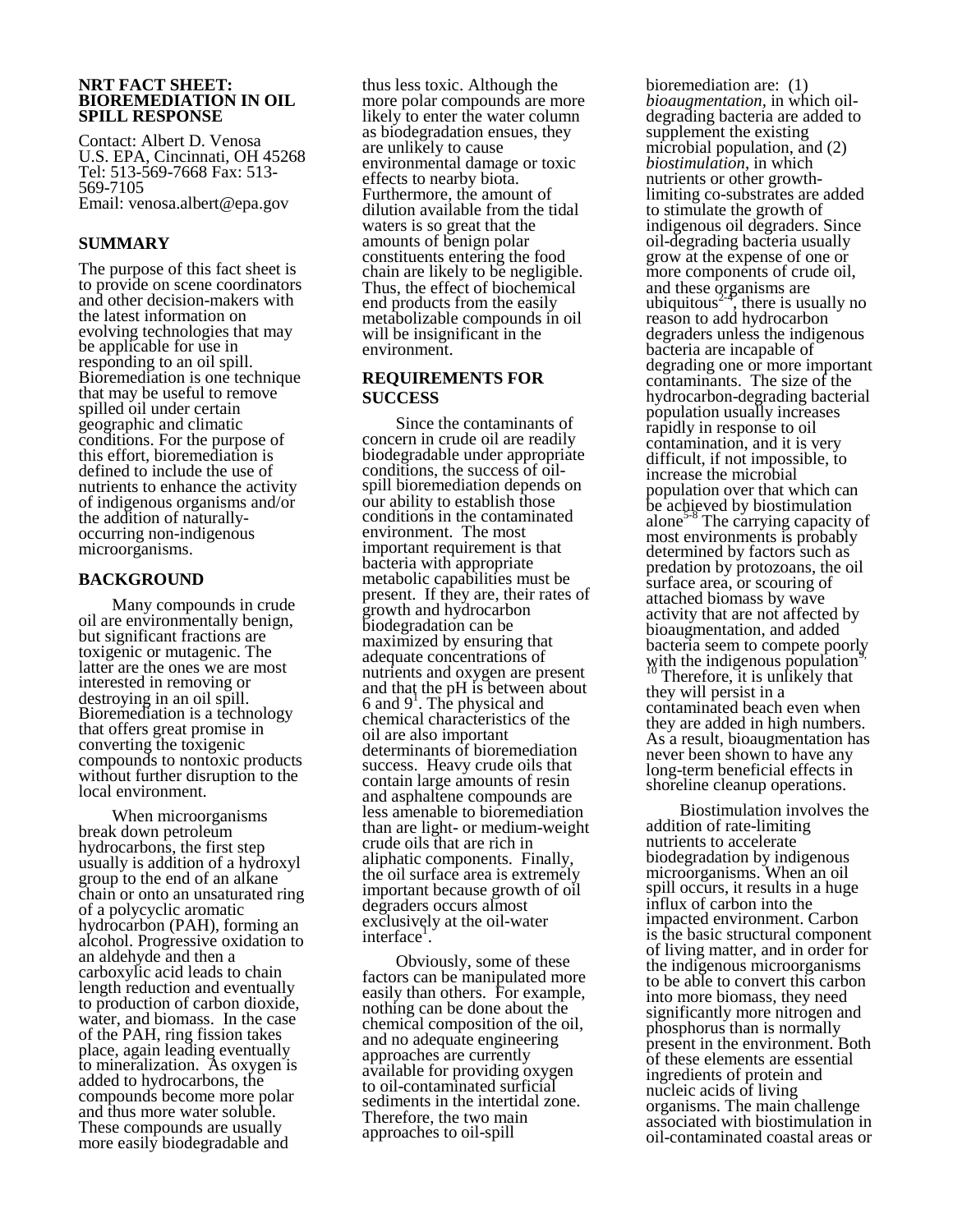# NRT FACT SHEET: BIOREMEDIATION IN OIL SPILL RESPONSE

Contact: Albert D. Venosa
U.S. EPA, Cincinnati, OH 45268
Tel: 513-569-7668 Fax: 513-569-7105
Email: venosa.albert@epa.gov

## SUMMARY

The purpose of this fact sheet is to provide on scene coordinators and other decision-makers with the latest information on evolving technologies that may be applicable for use in responding to an oil spill. Bioremediation is one technique that may be useful to remove spilled oil under certain geographic and climatic conditions. For the purpose of this effort, bioremediation is defined to include the use of nutrients to enhance the activity of indigenous organisms and/or the addition of naturally-occurring non-indigenous microorganisms.

## BACKGROUND

Many compounds in crude oil are environmentally benign, but significant fractions are toxigenic or mutagenic. The latter are the ones we are most interested in removing or destroying in an oil spill. Bioremediation is a technology that offers great promise in converting the toxigenic compounds to nontoxic products without further disruption to the local environment.

When microorganisms break down petroleum hydrocarbons, the first step usually is addition of a hydroxyl group to the end of an alkane chain or onto an unsaturated ring of a polycyclic aromatic hydrocarbon (PAH), forming an alcohol. Progressive oxidation to an aldehyde and then a carboxylic acid leads to chain length reduction and eventually to production of carbon dioxide, water, and biomass. In the case of the PAH, ring fission takes place, again leading eventually to mineralization. As oxygen is added to hydrocarbons, the compounds become more polar and thus more water soluble. These compounds are usually more easily biodegradable and thus less toxic. Although the more polar compounds are more likely to enter the water column as biodegradation ensues, they are unlikely to cause environmental damage or toxic effects to nearby biota. Furthermore, the amount of dilution available from the tidal waters is so great that the amounts of benign polar constituents entering the food chain are likely to be negligible. Thus, the effect of biochemical end products from the easily metabolizable compounds in oil will be insignificant in the environment.

## REQUIREMENTS FOR SUCCESS

Since the contaminants of concern in crude oil are readily biodegradable under appropriate conditions, the success of oil-spill bioremediation depends on our ability to establish those conditions in the contaminated environment. The most important requirement is that bacteria with appropriate metabolic capabilities must be present. If they are, their rates of growth and hydrocarbon biodegradation can be maximized by ensuring that adequate concentrations of nutrients and oxygen are present and that the pH is between about 6 and 9[1]. The physical and chemical characteristics of the oil are also important determinants of bioremediation success. Heavy crude oils that contain large amounts of resin and asphaltene compounds are less amenable to bioremediation than are light- or medium-weight crude oils that are rich in aliphatic components. Finally, the oil surface area is extremely important because growth of oil degraders occurs almost exclusively at the oil-water interface[1].

Obviously, some of these factors can be manipulated more easily than others. For example, nothing can be done about the chemical composition of the oil, and no adequate engineering approaches are currently available for providing oxygen to oil-contaminated surficial sediments in the intertidal zone. Therefore, the two main approaches to oil-spill bioremediation are: (1) *bioaugmentation*, in which oil-degrading bacteria are added to supplement the existing microbial population, and (2) *biostimulation*, in which nutrients or other growth-limiting co-substrates are added to stimulate the growth of indigenous oil degraders. Since oil-degrading bacteria usually grow at the expense of one or more components of crude oil, and these organisms are ubiquitous[2-4], there is usually no reason to add hydrocarbon degraders unless the indigenous bacteria are incapable of degrading one or more important contaminants. The size of the hydrocarbon-degrading bacterial population usually increases rapidly in response to oil contamination, and it is very difficult, if not impossible, to increase the microbial population over that which can be achieved by biostimulation alone[5-8] The carrying capacity of most environments is probably determined by factors such as predation by protozoans, the oil surface area, or scouring of attached biomass by wave activity that are not affected by bioaugmentation, and added bacteria seem to compete poorly with the indigenous population[9, 10] Therefore, it is unlikely that they will persist in a contaminated beach even when they are added in high numbers. As a result, bioaugmentation has never been shown to have any long-term beneficial effects in shoreline cleanup operations.

Biostimulation involves the addition of rate-limiting nutrients to accelerate biodegradation by indigenous microorganisms. When an oil spill occurs, it results in a huge influx of carbon into the impacted environment. Carbon is the basic structural component of living matter, and in order for the indigenous microorganisms to be able to convert this carbon into more biomass, they need significantly more nitrogen and phosphorus than is normally present in the environment. Both of these elements are essential ingredients of protein and nucleic acids of living organisms. The main challenge associated with biostimulation in oil-contaminated coastal areas or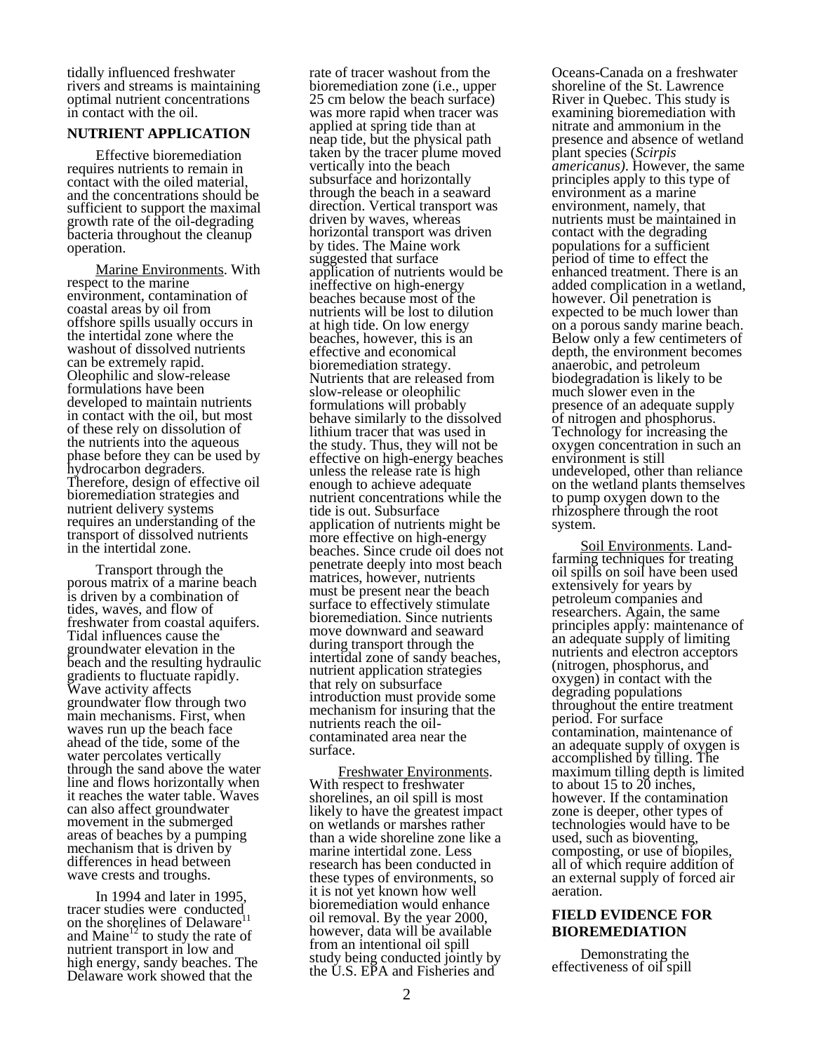tidally influenced freshwater rivers and streams is maintaining optimal nutrient concentrations in contact with the oil.

## NUTRIENT APPLICATION

Effective bioremediation requires nutrients to remain in contact with the oiled material, and the concentrations should be sufficient to support the maximal growth rate of the oil-degrading bacteria throughout the cleanup operation.

Marine Environments. With respect to the marine environment, contamination of coastal areas by oil from offshore spills usually occurs in the intertidal zone where the washout of dissolved nutrients can be extremely rapid. Oleophilic and slow-release formulations have been developed to maintain nutrients in contact with the oil, but most of these rely on dissolution of the nutrients into the aqueous phase before they can be used by hydrocarbon degraders. Therefore, design of effective oil bioremediation strategies and nutrient delivery systems requires an understanding of the transport of dissolved nutrients in the intertidal zone.

Transport through the porous matrix of a marine beach is driven by a combination of tides, waves, and flow of freshwater from coastal aquifers. Tidal influences cause the groundwater elevation in the beach and the resulting hydraulic gradients to fluctuate rapidly. Wave activity affects groundwater flow through two main mechanisms. First, when waves run up the beach face ahead of the tide, some of the water percolates vertically through the sand above the water line and flows horizontally when it reaches the water table. Waves can also affect groundwater movement in the submerged areas of beaches by a pumping mechanism that is driven by differences in head between wave crests and troughs.

In 1994 and later in 1995, tracer studies were conducted on the shorelines of Delaware[11] and Maine[12] to study the rate of nutrient transport in low and high energy, sandy beaches. The Delaware work showed that the rate of tracer washout from the bioremediation zone (i.e., upper 25 cm below the beach surface) was more rapid when tracer was applied at spring tide than at neap tide, but the physical path taken by the tracer plume moved vertically into the beach subsurface and horizontally through the beach in a seaward direction. Vertical transport was driven by waves, whereas horizontal transport was driven by tides. The Maine work suggested that surface application of nutrients would be ineffective on high-energy beaches because most of the nutrients will be lost to dilution at high tide. On low energy beaches, however, this is an effective and economical bioremediation strategy. Nutrients that are released from slow-release or oleophilic formulations will probably behave similarly to the dissolved lithium tracer that was used in the study. Thus, they will not be effective on high-energy beaches unless the release rate is high enough to achieve adequate nutrient concentrations while the tide is out. Subsurface application of nutrients might be more effective on high-energy beaches. Since crude oil does not penetrate deeply into most beach matrices, however, nutrients must be present near the beach surface to effectively stimulate bioremediation. Since nutrients move downward and seaward during transport through the intertidal zone of sandy beaches, nutrient application strategies that rely on subsurface introduction must provide some mechanism for insuring that the nutrients reach the oil-contaminated area near the surface.

Freshwater Environments. With respect to freshwater shorelines, an oil spill is most likely to have the greatest impact on wetlands or marshes rather than a wide shoreline zone like a marine intertidal zone. Less research has been conducted in these types of environments, so it is not yet known how well bioremediation would enhance oil removal. By the year 2000, however, data will be available from an intentional oil spill study being conducted jointly by the U.S. EPA and Fisheries and Oceans-Canada on a freshwater shoreline of the St. Lawrence River in Quebec. This study is examining bioremediation with nitrate and ammonium in the presence and absence of wetland plant species (*Scirpis americanus)*. However, the same principles apply to this type of environment as a marine environment, namely, that nutrients must be maintained in contact with the degrading populations for a sufficient period of time to effect the enhanced treatment. There is an added complication in a wetland, however. Oil penetration is expected to be much lower than on a porous sandy marine beach. Below only a few centimeters of depth, the environment becomes anaerobic, and petroleum biodegradation is likely to be much slower even in the presence of an adequate supply of nitrogen and phosphorus. Technology for increasing the oxygen concentration in such an environment is still undeveloped, other than reliance on the wetland plants themselves to pump oxygen down to the rhizosphere through the root system.

Soil Environments. Land-farming techniques for treating oil spills on soil have been used extensively for years by petroleum companies and researchers. Again, the same principles apply: maintenance of an adequate supply of limiting nutrients and electron acceptors (nitrogen, phosphorus, and oxygen) in contact with the degrading populations throughout the entire treatment period. For surface contamination, maintenance of an adequate supply of oxygen is accomplished by tilling. The maximum tilling depth is limited to about 15 to 20 inches, however. If the contamination zone is deeper, other types of technologies would have to be used, such as bioventing, composting, or use of biopiles, all of which require addition of an external supply of forced air aeration.

## FIELD EVIDENCE FOR BIOREMEDIATION

Demonstrating the effectiveness of oil spill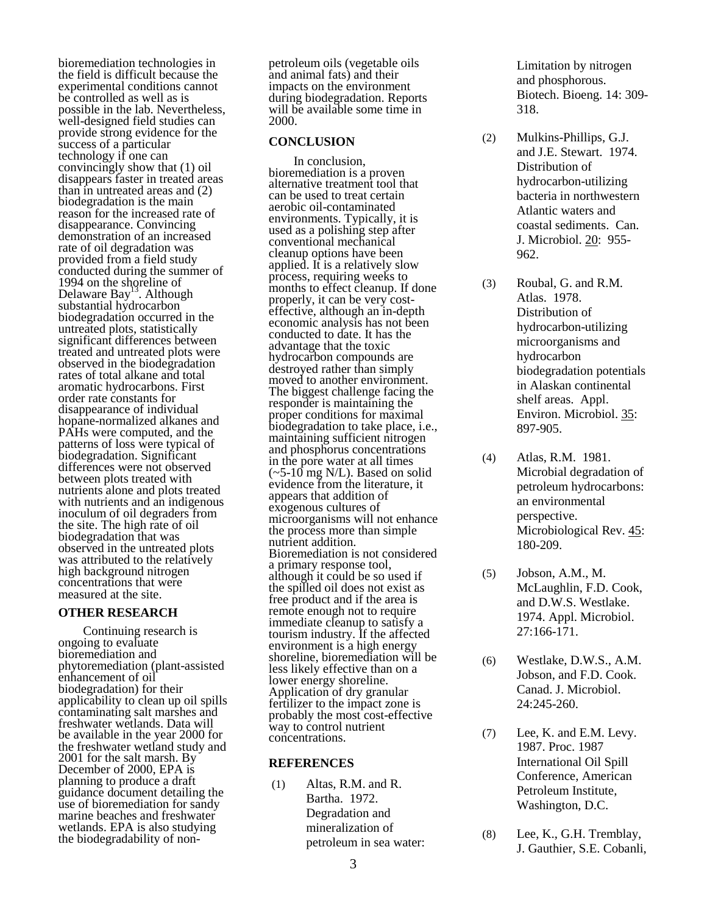bioremediation technologies in the field is difficult because the experimental conditions cannot be controlled as well as is possible in the lab. Nevertheless, well-designed field studies can provide strong evidence for the success of a particular technology if one can convincingly show that (1) oil disappears faster in treated areas than in untreated areas and (2) biodegradation is the main reason for the increased rate of disappearance. Convincing demonstration of an increased rate of oil degradation was provided from a field study conducted during the summer of 1994 on the shoreline of Delaware Bay[13]. Although substantial hydrocarbon biodegradation occurred in the untreated plots, statistically significant differences between treated and untreated plots were observed in the biodegradation rates of total alkane and total aromatic hydrocarbons. First order rate constants for disappearance of individual hopane-normalized alkanes and PAHs were computed, and the patterns of loss were typical of biodegradation. Significant differences were not observed between plots treated with nutrients alone and plots treated with nutrients and an indigenous inoculum of oil degraders from the site. The high rate of oil biodegradation that was observed in the untreated plots was attributed to the relatively high background nitrogen concentrations that were measured at the site.

## OTHER RESEARCH

Continuing research is ongoing to evaluate bioremediation and phytoremediation (plant-assisted enhancement of oil biodegradation) for their applicability to clean up oil spills contaminating salt marshes and freshwater wetlands. Data will be available in the year 2000 for the freshwater wetland study and 2001 for the salt marsh. By December of 2000, EPA is planning to produce a draft guidance document detailing the use of bioremediation for sandy marine beaches and freshwater wetlands. EPA is also studying the biodegradability of non-petroleum oils (vegetable oils and animal fats) and their impacts on the environment during biodegradation. Reports will be available some time in 2000.

## CONCLUSION

In conclusion, bioremediation is a proven alternative treatment tool that can be used to treat certain aerobic oil-contaminated environments. Typically, it is used as a polishing step after conventional mechanical cleanup options have been applied. It is a relatively slow process, requiring weeks to months to effect cleanup. If done properly, it can be very cost-effective, although an in-depth economic analysis has not been conducted to date. It has the advantage that the toxic hydrocarbon compounds are destroyed rather than simply moved to another environment. The biggest challenge facing the responder is maintaining the proper conditions for maximal biodegradation to take place, i.e., maintaining sufficient nitrogen and phosphorus concentrations in the pore water at all times (~5-10 mg N/L). Based on solid evidence from the literature, it appears that addition of exogenous cultures of microorganisms will not enhance the process more than simple nutrient addition. Bioremediation is not considered a primary response tool, although it could be so used if the spilled oil does not exist as free product and if the area is remote enough not to require immediate cleanup to satisfy a tourism industry. If the affected environment is a high energy shoreline, bioremediation will be less likely effective than on a lower energy shoreline. Application of dry granular fertilizer to the impact zone is probably the most cost-effective way to control nutrient concentrations.

## REFERENCES

(1) Altas, R.M. and R. Bartha. 1972. Degradation and mineralization of petroleum in sea water: Limitation by nitrogen and phosphorous. Biotech. Bioeng. 14: 309-318.

(2) Mulkins-Phillips, G.J. and J.E. Stewart. 1974. Distribution of hydrocarbon-utilizing bacteria in northwestern Atlantic waters and coastal sediments. Can. J. Microbiol. 20: 955-962.

(3) Roubal, G. and R.M. Atlas. 1978. Distribution of hydrocarbon-utilizing microorganisms and hydrocarbon biodegradation potentials in Alaskan continental shelf areas. Appl. Environ. Microbiol. 35: 897-905.

(4) Atlas, R.M. 1981. Microbial degradation of petroleum hydrocarbons: an environmental perspective. Microbiological Rev. 45: 180-209.

(5) Jobson, A.M., M. McLaughlin, F.D. Cook, and D.W.S. Westlake. 1974. Appl. Microbiol. 27:166-171.

(6) Westlake, D.W.S., A.M. Jobson, and F.D. Cook. Canad. J. Microbiol. 24:245-260.

(7) Lee, K. and E.M. Levy. 1987. Proc. 1987 International Oil Spill Conference, American Petroleum Institute, Washington, D.C.

(8) Lee, K., G.H. Tremblay, J. Gauthier, S.E. Cobanli,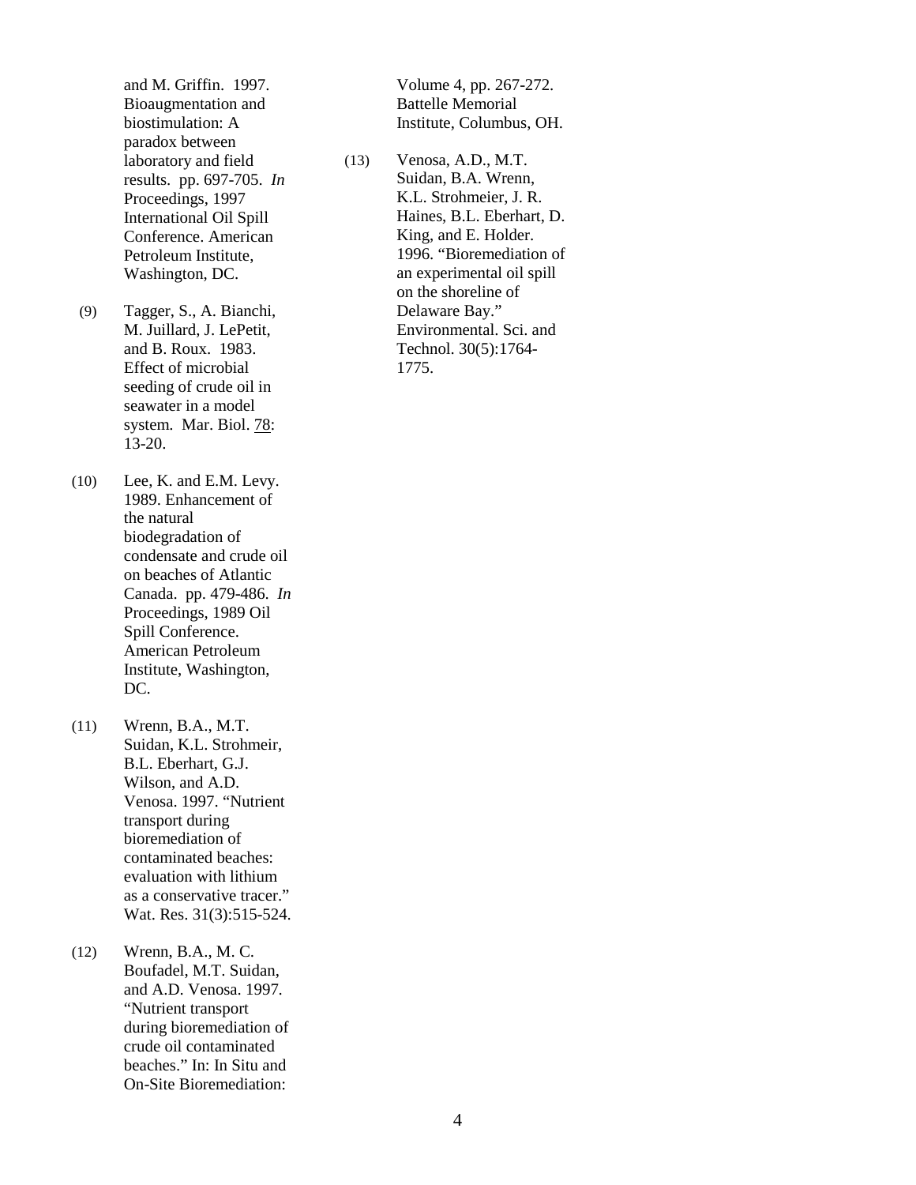and M. Griffin. 1997. Bioaugmentation and biostimulation: A paradox between laboratory and field results. pp. 697-705. *In* Proceedings, 1997 International Oil Spill Conference. American Petroleum Institute, Washington, DC.

(9) Tagger, S., A. Bianchi, M. Juillard, J. LePetit, and B. Roux. 1983. Effect of microbial seeding of crude oil in seawater in a model system. Mar. Biol. 78: 13-20.

(10) Lee, K. and E.M. Levy. 1989. Enhancement of the natural biodegradation of condensate and crude oil on beaches of Atlantic Canada. pp. 479-486. *In* Proceedings, 1989 Oil Spill Conference. American Petroleum Institute, Washington, DC.

(11) Wrenn, B.A., M.T. Suidan, K.L. Strohmeir, B.L. Eberhart, G.J. Wilson, and A.D. Venosa. 1997. "Nutrient transport during bioremediation of contaminated beaches: evaluation with lithium as a conservative tracer." Wat. Res. 31(3):515-524.

(12) Wrenn, B.A., M. C. Boufadel, M.T. Suidan, and A.D. Venosa. 1997. "Nutrient transport during bioremediation of crude oil contaminated beaches." In: In Situ and On-Site Bioremediation: Volume 4, pp. 267-272. Battelle Memorial Institute, Columbus, OH.

(13) Venosa, A.D., M.T. Suidan, B.A. Wrenn, K.L. Strohmeier, J. R. Haines, B.L. Eberhart, D. King, and E. Holder. 1996. "Bioremediation of an experimental oil spill on the shoreline of Delaware Bay." Environmental. Sci. and Technol. 30(5):1764-1775.